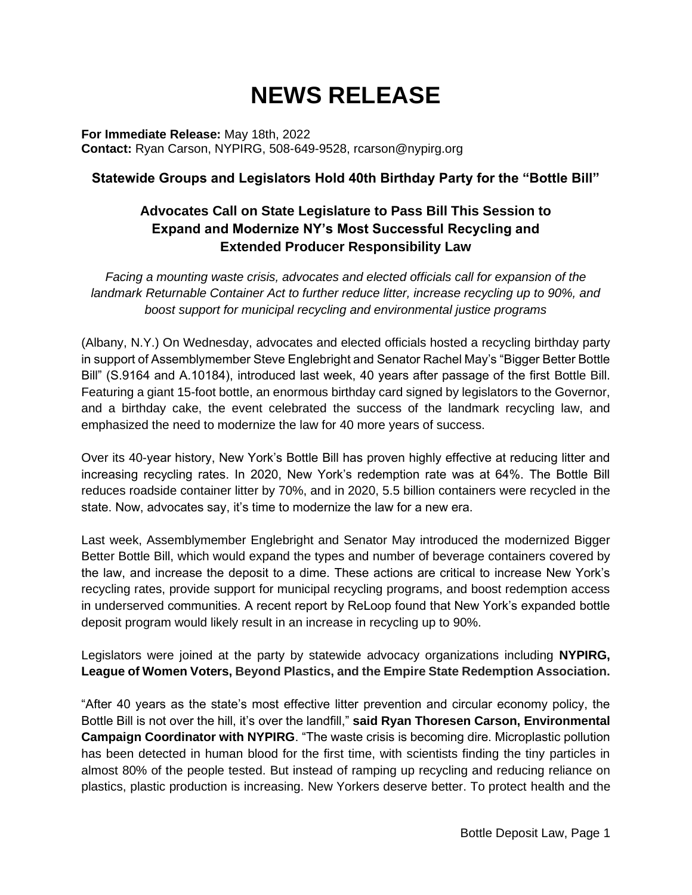# NEWS RELEASE

**For Immediate Release:** May 18th, 2022
**Contact:** Ryan Carson, NYPIRG, 508-649-9528, rcarson@nypirg.org

### Statewide Groups and Legislators Hold 40th Birthday Party for the "Bottle Bill"

### Advocates Call on State Legislature to Pass Bill This Session to Expand and Modernize NY's Most Successful Recycling and Extended Producer Responsibility Law

*Facing a mounting waste crisis, advocates and elected officials call for expansion of the landmark Returnable Container Act to further reduce litter, increase recycling up to 90%, and boost support for municipal recycling and environmental justice programs*

(Albany, N.Y.) On Wednesday, advocates and elected officials hosted a recycling birthday party in support of Assemblymember Steve Englebright and Senator Rachel May's "Bigger Better Bottle Bill" (S.9164 and A.10184), introduced last week, 40 years after passage of the first Bottle Bill. Featuring a giant 15-foot bottle, an enormous birthday card signed by legislators to the Governor, and a birthday cake, the event celebrated the success of the landmark recycling law, and emphasized the need to modernize the law for 40 more years of success.

Over its 40-year history, New York's Bottle Bill has proven highly effective at reducing litter and increasing recycling rates. In 2020, New York's redemption rate was at 64%. The Bottle Bill reduces roadside container litter by 70%, and in 2020, 5.5 billion containers were recycled in the state. Now, advocates say, it's time to modernize the law for a new era.

Last week, Assemblymember Englebright and Senator May introduced the modernized Bigger Better Bottle Bill, which would expand the types and number of beverage containers covered by the law, and increase the deposit to a dime. These actions are critical to increase New York's recycling rates, provide support for municipal recycling programs, and boost redemption access in underserved communities. A recent report by ReLoop found that New York's expanded bottle deposit program would likely result in an increase in recycling up to 90%.

Legislators were joined at the party by statewide advocacy organizations including **NYPIRG, League of Women Voters, Beyond Plastics, and the Empire State Redemption Association.**

"After 40 years as the state's most effective litter prevention and circular economy policy, the Bottle Bill is not over the hill, it's over the landfill," **said Ryan Thoresen Carson, Environmental Campaign Coordinator with NYPIRG**. "The waste crisis is becoming dire. Microplastic pollution has been detected in human blood for the first time, with scientists finding the tiny particles in almost 80% of the people tested. But instead of ramping up recycling and reducing reliance on plastics, plastic production is increasing. New Yorkers deserve better. To protect health and the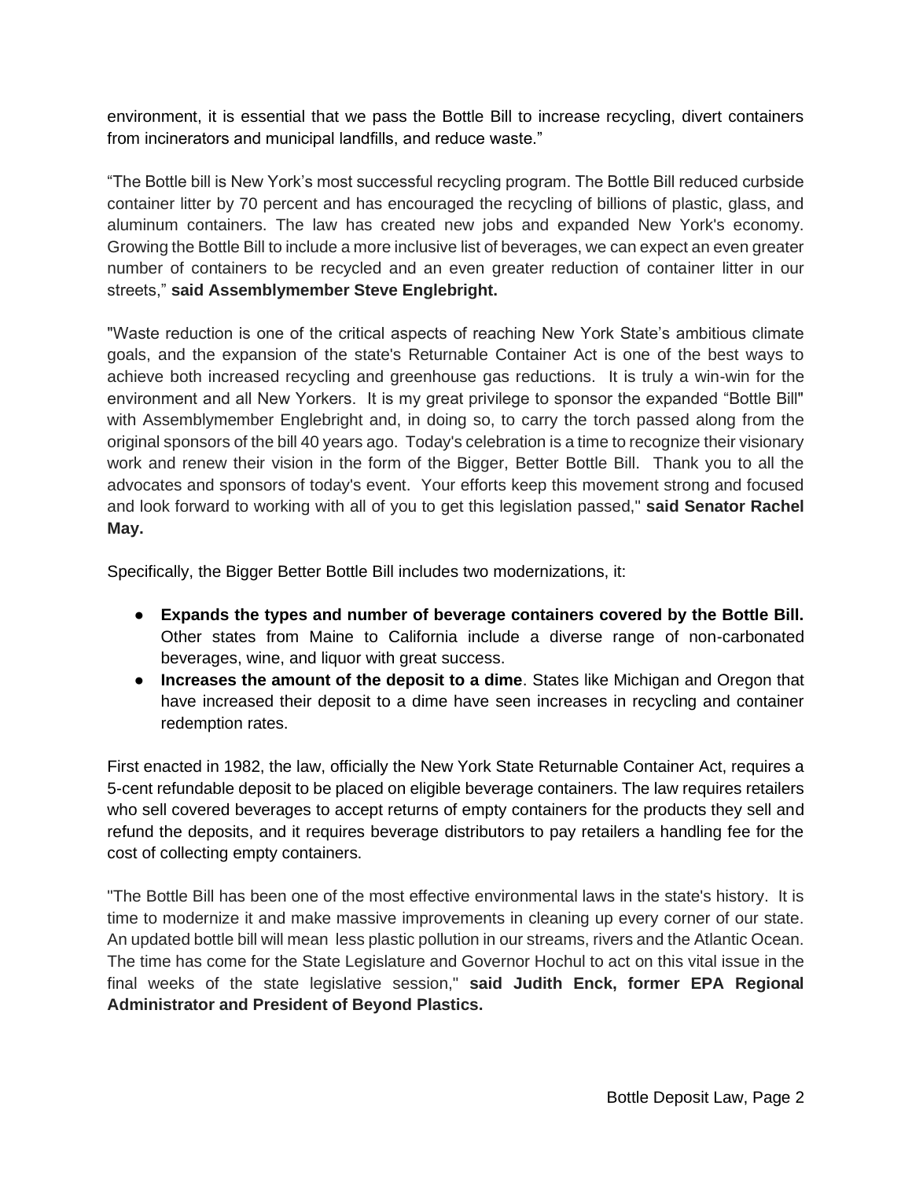environment, it is essential that we pass the Bottle Bill to increase recycling, divert containers from incinerators and municipal landfills, and reduce waste."

"The Bottle bill is New York's most successful recycling program. The Bottle Bill reduced curbside container litter by 70 percent and has encouraged the recycling of billions of plastic, glass, and aluminum containers. The law has created new jobs and expanded New York's economy. Growing the Bottle Bill to include a more inclusive list of beverages, we can expect an even greater number of containers to be recycled and an even greater reduction of container litter in our streets," **said Assemblymember Steve Englebright.**

"Waste reduction is one of the critical aspects of reaching New York State's ambitious climate goals, and the expansion of the state's Returnable Container Act is one of the best ways to achieve both increased recycling and greenhouse gas reductions. It is truly a win-win for the environment and all New Yorkers. It is my great privilege to sponsor the expanded "Bottle Bill" with Assemblymember Englebright and, in doing so, to carry the torch passed along from the original sponsors of the bill 40 years ago. Today's celebration is a time to recognize their visionary work and renew their vision in the form of the Bigger, Better Bottle Bill. Thank you to all the advocates and sponsors of today's event. Your efforts keep this movement strong and focused and look forward to working with all of you to get this legislation passed," **said Senator Rachel May.**

Specifically, the Bigger Better Bottle Bill includes two modernizations, it:

- **Expands the types and number of beverage containers covered by the Bottle Bill.** Other states from Maine to California include a diverse range of non-carbonated beverages, wine, and liquor with great success.
- **Increases the amount of the deposit to a dime**. States like Michigan and Oregon that have increased their deposit to a dime have seen increases in recycling and container redemption rates.

First enacted in 1982, the law, officially the New York State Returnable Container Act, requires a 5-cent refundable deposit to be placed on eligible beverage containers. The law requires retailers who sell covered beverages to accept returns of empty containers for the products they sell and refund the deposits, and it requires beverage distributors to pay retailers a handling fee for the cost of collecting empty containers.

"The Bottle Bill has been one of the most effective environmental laws in the state's history. It is time to modernize it and make massive improvements in cleaning up every corner of our state. An updated bottle bill will mean less plastic pollution in our streams, rivers and the Atlantic Ocean. The time has come for the State Legislature and Governor Hochul to act on this vital issue in the final weeks of the state legislative session," **said Judith Enck, former EPA Regional Administrator and President of Beyond Plastics.**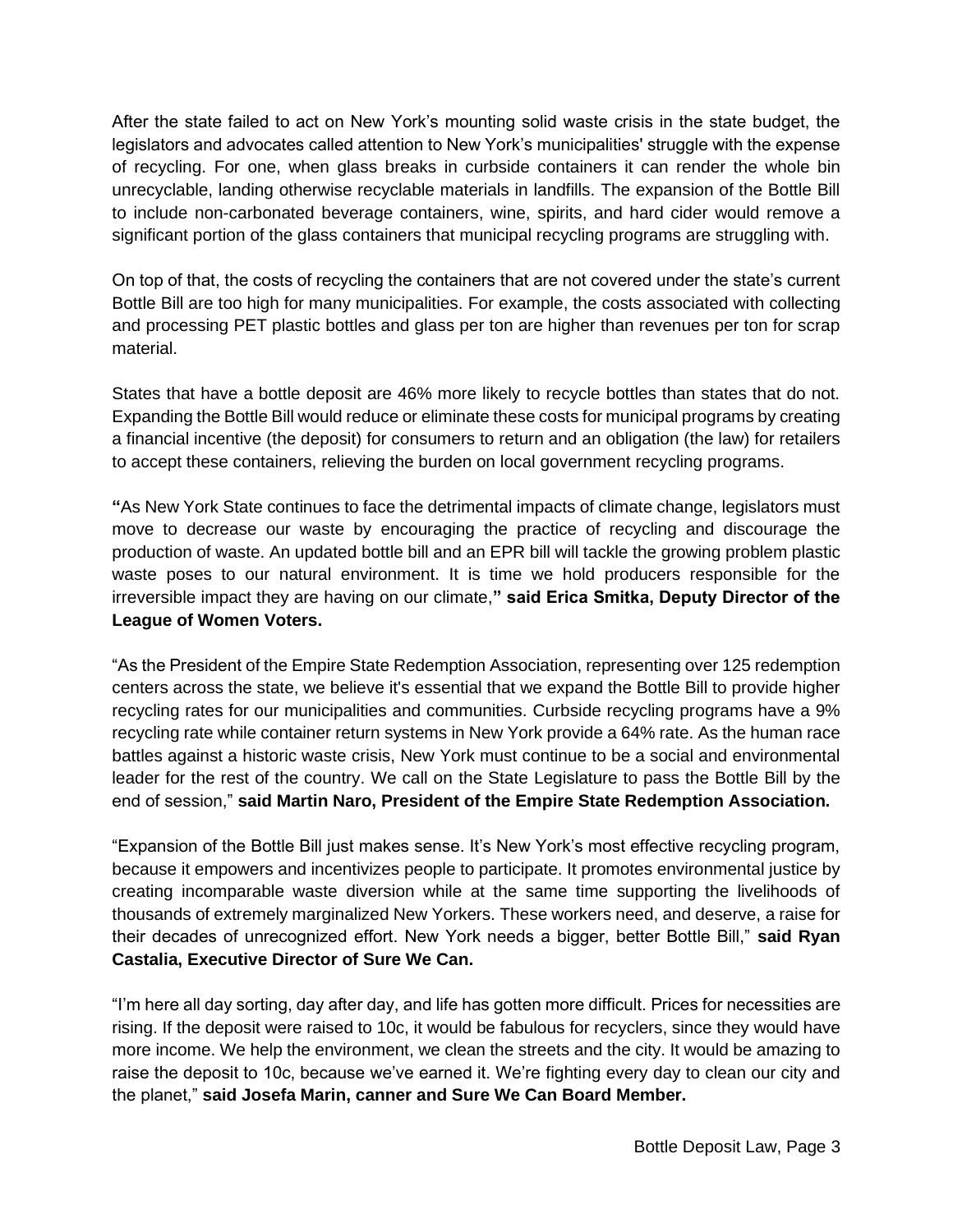After the state failed to act on New York's mounting solid waste crisis in the state budget, the legislators and advocates called attention to New York's municipalities' struggle with the expense of recycling. For one, when glass breaks in curbside containers it can render the whole bin unrecyclable, landing otherwise recyclable materials in landfills. The expansion of the Bottle Bill to include non-carbonated beverage containers, wine, spirits, and hard cider would remove a significant portion of the glass containers that municipal recycling programs are struggling with.

On top of that, the costs of recycling the containers that are not covered under the state's current Bottle Bill are too high for many municipalities. For example, the costs associated with collecting and processing PET plastic bottles and glass per ton are higher than revenues per ton for scrap material.

States that have a bottle deposit are 46% more likely to recycle bottles than states that do not. Expanding the Bottle Bill would reduce or eliminate these costs for municipal programs by creating a financial incentive (the deposit) for consumers to return and an obligation (the law) for retailers to accept these containers, relieving the burden on local government recycling programs.

**"**As New York State continues to face the detrimental impacts of climate change, legislators must move to decrease our waste by encouraging the practice of recycling and discourage the production of waste. An updated bottle bill and an EPR bill will tackle the growing problem plastic waste poses to our natural environment. It is time we hold producers responsible for the irreversible impact they are having on our climate,**" said Erica Smitka, Deputy Director of the League of Women Voters.**

"As the President of the Empire State Redemption Association, representing over 125 redemption centers across the state, we believe it's essential that we expand the Bottle Bill to provide higher recycling rates for our municipalities and communities. Curbside recycling programs have a 9% recycling rate while container return systems in New York provide a 64% rate. As the human race battles against a historic waste crisis, New York must continue to be a social and environmental leader for the rest of the country. We call on the State Legislature to pass the Bottle Bill by the end of session," **said Martin Naro, President of the Empire State Redemption Association.**

"Expansion of the Bottle Bill just makes sense. It's New York's most effective recycling program, because it empowers and incentivizes people to participate. It promotes environmental justice by creating incomparable waste diversion while at the same time supporting the livelihoods of thousands of extremely marginalized New Yorkers. These workers need, and deserve, a raise for their decades of unrecognized effort. New York needs a bigger, better Bottle Bill," **said Ryan Castalia, Executive Director of Sure We Can.**

"I'm here all day sorting, day after day, and life has gotten more difficult. Prices for necessities are rising. If the deposit were raised to 10c, it would be fabulous for recyclers, since they would have more income. We help the environment, we clean the streets and the city. It would be amazing to raise the deposit to 10c, because we've earned it. We're fighting every day to clean our city and the planet," **said Josefa Marin, canner and Sure We Can Board Member.**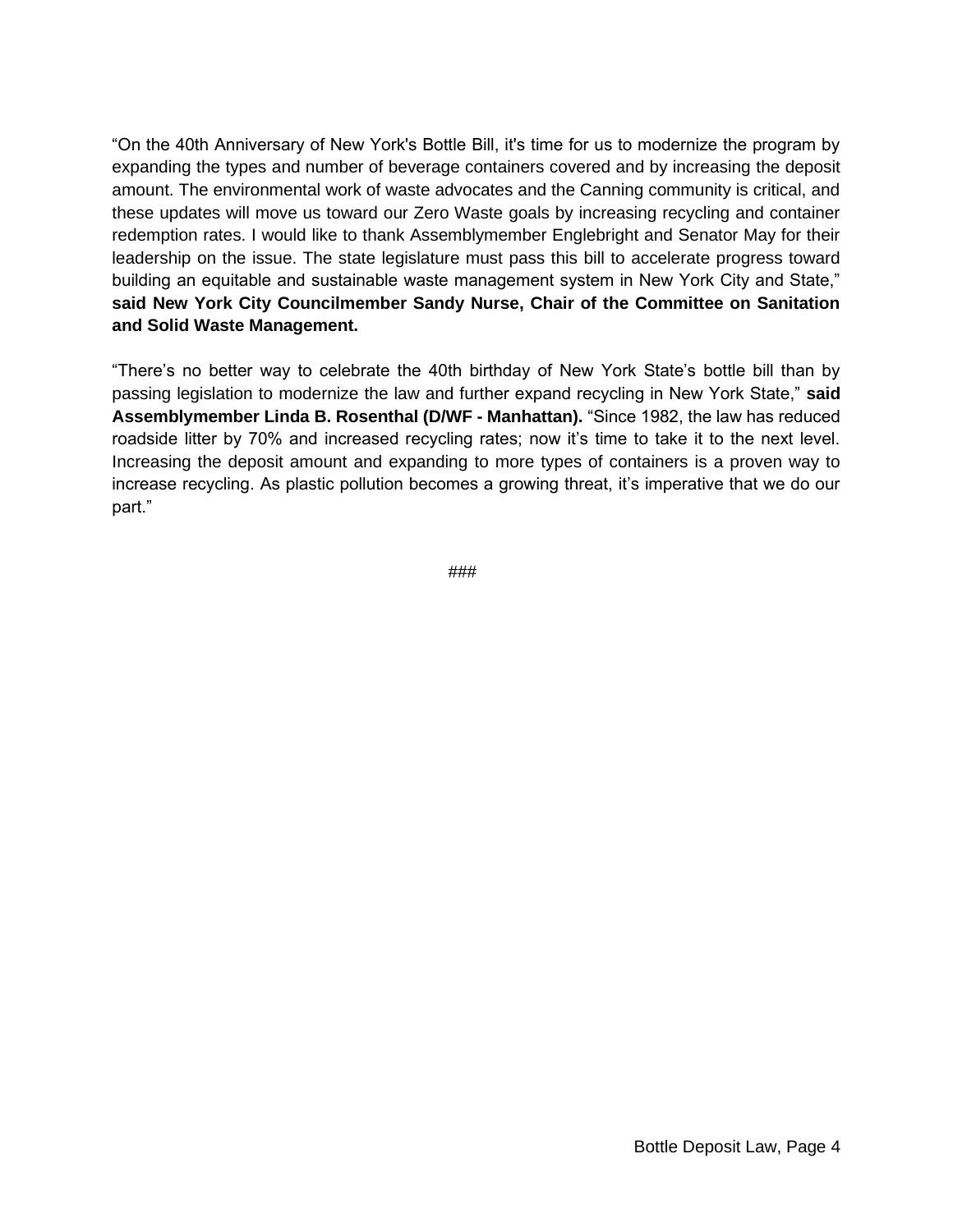"On the 40th Anniversary of New York's Bottle Bill, it's time for us to modernize the program by expanding the types and number of beverage containers covered and by increasing the deposit amount. The environmental work of waste advocates and the Canning community is critical, and these updates will move us toward our Zero Waste goals by increasing recycling and container redemption rates. I would like to thank Assemblymember Englebright and Senator May for their leadership on the issue. The state legislature must pass this bill to accelerate progress toward building an equitable and sustainable waste management system in New York City and State," **said New York City Councilmember Sandy Nurse, Chair of the Committee on Sanitation and Solid Waste Management.**

"There's no better way to celebrate the 40th birthday of New York State's bottle bill than by passing legislation to modernize the law and further expand recycling in New York State," **said Assemblymember Linda B. Rosenthal (D/WF - Manhattan).** "Since 1982, the law has reduced roadside litter by 70% and increased recycling rates; now it's time to take it to the next level. Increasing the deposit amount and expanding to more types of containers is a proven way to increase recycling. As plastic pollution becomes a growing threat, it's imperative that we do our part."

###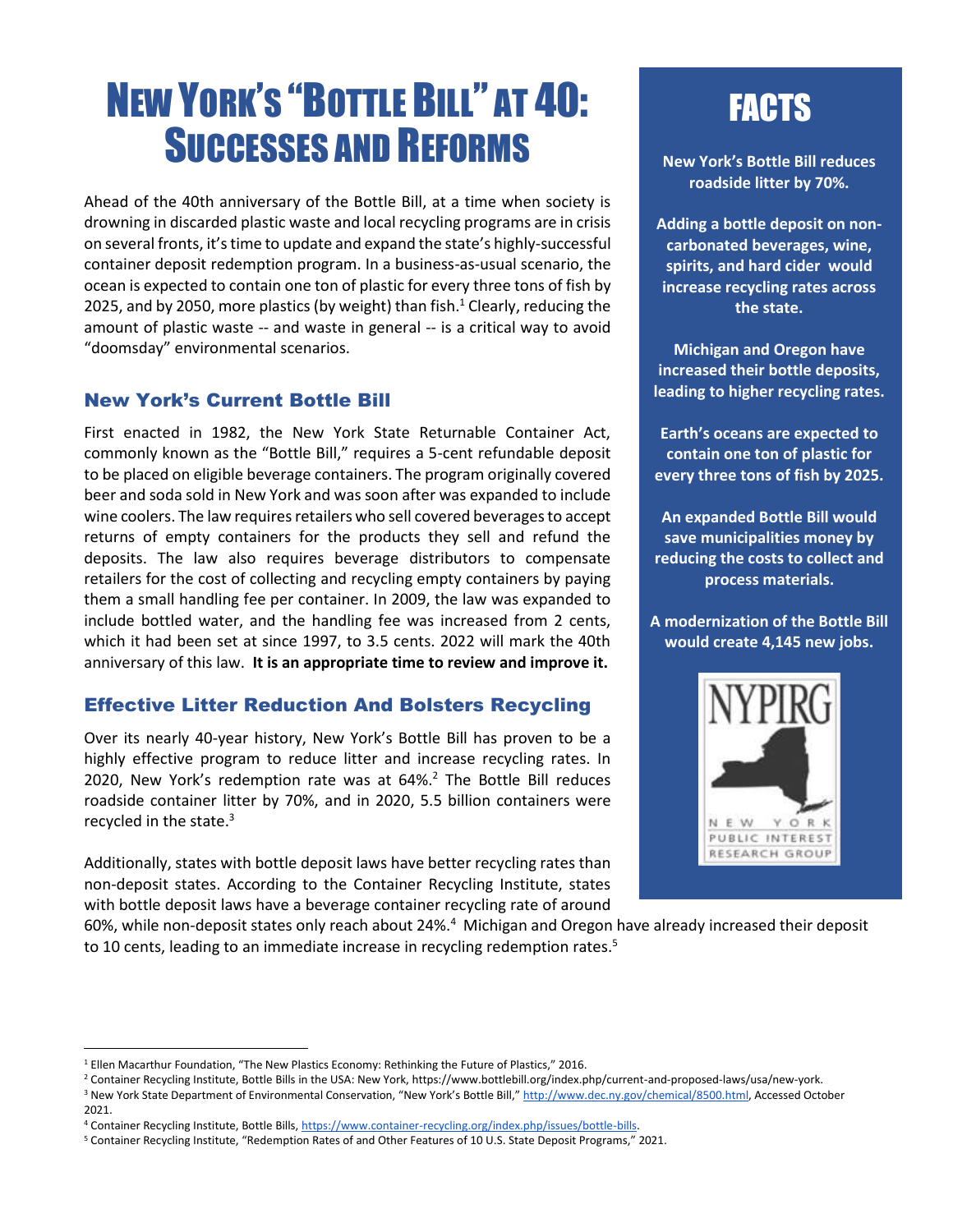# New York's "Bottle Bill" at 40: Successes and Reforms

Ahead of the 40th anniversary of the Bottle Bill, at a time when society is drowning in discarded plastic waste and local recycling programs are in crisis on several fronts, it's time to update and expand the state's highly-successful container deposit redemption program. In a business-as-usual scenario, the ocean is expected to contain one ton of plastic for every three tons of fish by 2025, and by 2050, more plastics (by weight) than fish.[1] Clearly, reducing the amount of plastic waste -- and waste in general -- is a critical way to avoid "doomsday" environmental scenarios.

## New York's Current Bottle Bill

First enacted in 1982, the New York State Returnable Container Act, commonly known as the "Bottle Bill," requires a 5-cent refundable deposit to be placed on eligible beverage containers. The program originally covered beer and soda sold in New York and was soon after was expanded to include wine coolers. The law requires retailers who sell covered beverages to accept returns of empty containers for the products they sell and refund the deposits. The law also requires beverage distributors to compensate retailers for the cost of collecting and recycling empty containers by paying them a small handling fee per container. In 2009, the law was expanded to include bottled water, and the handling fee was increased from 2 cents, which it had been set at since 1997, to 3.5 cents. 2022 will mark the 40th anniversary of this law. **It is an appropriate time to review and improve it.**

## Effective Litter Reduction And Bolsters Recycling

Over its nearly 40-year history, New York's Bottle Bill has proven to be a highly effective program to reduce litter and increase recycling rates. In 2020, New York's redemption rate was at 64%.[2] The Bottle Bill reduces roadside container litter by 70%, and in 2020, 5.5 billion containers were recycled in the state.[3]

Additionally, states with bottle deposit laws have better recycling rates than non-deposit states. According to the Container Recycling Institute, states with bottle deposit laws have a beverage container recycling rate of around 60%, while non-deposit states only reach about 24%.[4] Michigan and Oregon have already increased their deposit to 10 cents, leading to an immediate increase in recycling redemption rates.[5]

## FACTS

**New York's Bottle Bill reduces roadside litter by 70%.**

**Adding a bottle deposit on non-carbonated beverages, wine, spirits, and hard cider would increase recycling rates across the state.**

**Michigan and Oregon have increased their bottle deposits, leading to higher recycling rates.**

**Earth's oceans are expected to contain one ton of plastic for every three tons of fish by 2025.**

**An expanded Bottle Bill would save municipalities money by reducing the costs to collect and process materials.**

**A modernization of the Bottle Bill would create 4,145 new jobs.**

NYPIRG
NEW YORK PUBLIC INTEREST RESEARCH GROUP

---

[1] Ellen Macarthur Foundation, "The New Plastics Economy: Rethinking the Future of Plastics," 2016.

[2] Container Recycling Institute, Bottle Bills in the USA: New York, https://www.bottlebill.org/index.php/current-and-proposed-laws/usa/new-york.

[3] New York State Department of Environmental Conservation, "New York's Bottle Bill," http://www.dec.ny.gov/chemical/8500.html, Accessed October 2021.

[4] Container Recycling Institute, Bottle Bills, https://www.container-recycling.org/index.php/issues/bottle-bills.

[5] Container Recycling Institute, "Redemption Rates of and Other Features of 10 U.S. State Deposit Programs," 2021.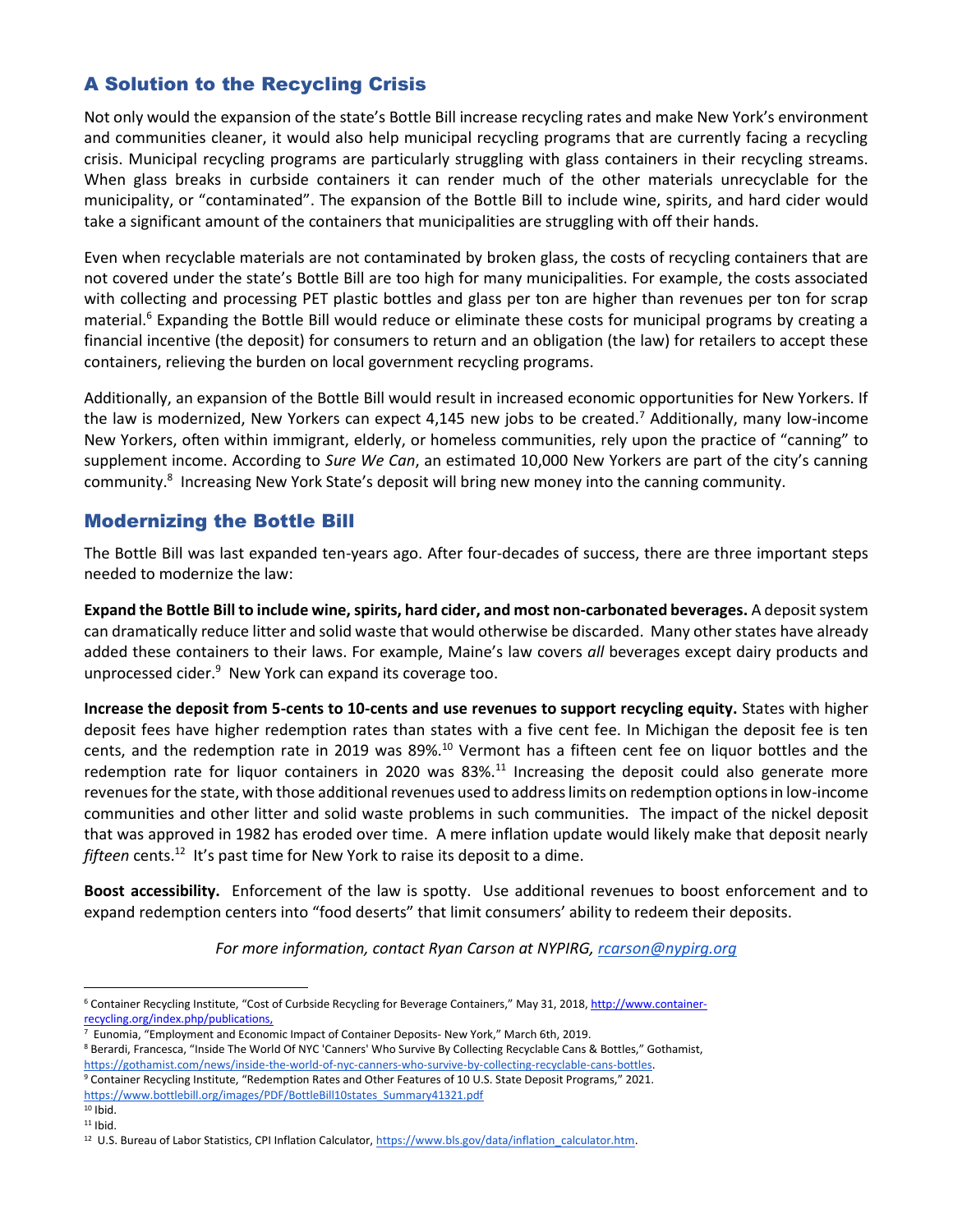## A Solution to the Recycling Crisis

Not only would the expansion of the state's Bottle Bill increase recycling rates and make New York's environment and communities cleaner, it would also help municipal recycling programs that are currently facing a recycling crisis. Municipal recycling programs are particularly struggling with glass containers in their recycling streams. When glass breaks in curbside containers it can render much of the other materials unrecyclable for the municipality, or "contaminated". The expansion of the Bottle Bill to include wine, spirits, and hard cider would take a significant amount of the containers that municipalities are struggling with off their hands.

Even when recyclable materials are not contaminated by broken glass, the costs of recycling containers that are not covered under the state's Bottle Bill are too high for many municipalities. For example, the costs associated with collecting and processing PET plastic bottles and glass per ton are higher than revenues per ton for scrap material.[6] Expanding the Bottle Bill would reduce or eliminate these costs for municipal programs by creating a financial incentive (the deposit) for consumers to return and an obligation (the law) for retailers to accept these containers, relieving the burden on local government recycling programs.

Additionally, an expansion of the Bottle Bill would result in increased economic opportunities for New Yorkers. If the law is modernized, New Yorkers can expect 4,145 new jobs to be created.[7] Additionally, many low-income New Yorkers, often within immigrant, elderly, or homeless communities, rely upon the practice of "canning" to supplement income. According to *Sure We Can*, an estimated 10,000 New Yorkers are part of the city's canning community.[8] Increasing New York State's deposit will bring new money into the canning community.

## Modernizing the Bottle Bill

The Bottle Bill was last expanded ten-years ago. After four-decades of success, there are three important steps needed to modernize the law:

**Expand the Bottle Bill to include wine, spirits, hard cider, and most non-carbonated beverages.** A deposit system can dramatically reduce litter and solid waste that would otherwise be discarded. Many other states have already added these containers to their laws. For example, Maine's law covers *all* beverages except dairy products and unprocessed cider.[9] New York can expand its coverage too.

**Increase the deposit from 5-cents to 10-cents and use revenues to support recycling equity.** States with higher deposit fees have higher redemption rates than states with a five cent fee. In Michigan the deposit fee is ten cents, and the redemption rate in 2019 was 89%.[10] Vermont has a fifteen cent fee on liquor bottles and the redemption rate for liquor containers in 2020 was 83%.[11] Increasing the deposit could also generate more revenues for the state, with those additional revenues used to address limits on redemption options in low-income communities and other litter and solid waste problems in such communities. The impact of the nickel deposit that was approved in 1982 has eroded over time. A mere inflation update would likely make that deposit nearly *fifteen* cents.[12] It's past time for New York to raise its deposit to a dime.

**Boost accessibility.** Enforcement of the law is spotty. Use additional revenues to boost enforcement and to expand redemption centers into "food deserts" that limit consumers' ability to redeem their deposits.

*For more information, contact Ryan Carson at NYPIRG, rcarson@nypirg.org*

---

[6] Container Recycling Institute, "Cost of Curbside Recycling for Beverage Containers," May 31, 2018, http://www.container-recycling.org/index.php/publications,

[7] Eunomia, "Employment and Economic Impact of Container Deposits- New York," March 6th, 2019.

[8] Berardi, Francesca, "Inside The World Of NYC 'Canners' Who Survive By Collecting Recyclable Cans & Bottles," Gothamist, https://gothamist.com/news/inside-the-world-of-nyc-canners-who-survive-by-collecting-recyclable-cans-bottles.

[9] Container Recycling Institute, "Redemption Rates and Other Features of 10 U.S. State Deposit Programs," 2021. https://www.bottlebill.org/images/PDF/BottleBill10states_Summary41321.pdf

[10] Ibid.

[11] Ibid.

[12] U.S. Bureau of Labor Statistics, CPI Inflation Calculator, https://www.bls.gov/data/inflation_calculator.htm.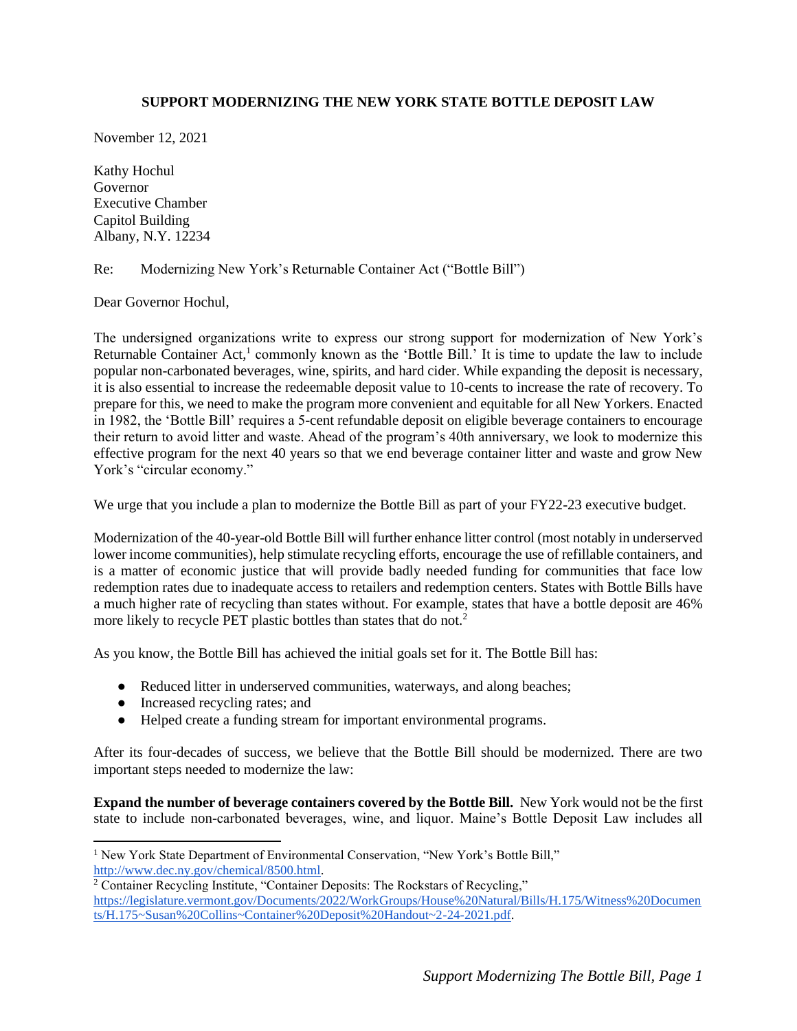**SUPPORT MODERNIZING THE NEW YORK STATE BOTTLE DEPOSIT LAW**

November 12, 2021

Kathy Hochul
Governor
Executive Chamber
Capitol Building
Albany, N.Y. 12234

Re: Modernizing New York's Returnable Container Act ("Bottle Bill")

Dear Governor Hochul,

The undersigned organizations write to express our strong support for modernization of New York's Returnable Container Act,[1] commonly known as the 'Bottle Bill.' It is time to update the law to include popular non-carbonated beverages, wine, spirits, and hard cider. While expanding the deposit is necessary, it is also essential to increase the redeemable deposit value to 10-cents to increase the rate of recovery. To prepare for this, we need to make the program more convenient and equitable for all New Yorkers. Enacted in 1982, the 'Bottle Bill' requires a 5-cent refundable deposit on eligible beverage containers to encourage their return to avoid litter and waste. Ahead of the program's 40th anniversary, we look to modernize this effective program for the next 40 years so that we end beverage container litter and waste and grow New York's "circular economy."

We urge that you include a plan to modernize the Bottle Bill as part of your FY22-23 executive budget.

Modernization of the 40-year-old Bottle Bill will further enhance litter control (most notably in underserved lower income communities), help stimulate recycling efforts, encourage the use of refillable containers, and is a matter of economic justice that will provide badly needed funding for communities that face low redemption rates due to inadequate access to retailers and redemption centers. States with Bottle Bills have a much higher rate of recycling than states without. For example, states that have a bottle deposit are 46% more likely to recycle PET plastic bottles than states that do not.[2]

As you know, the Bottle Bill has achieved the initial goals set for it. The Bottle Bill has:

- Reduced litter in underserved communities, waterways, and along beaches;
- Increased recycling rates; and
- Helped create a funding stream for important environmental programs.

After its four-decades of success, we believe that the Bottle Bill should be modernized. There are two important steps needed to modernize the law:

**Expand the number of beverage containers covered by the Bottle Bill.** New York would not be the first state to include non-carbonated beverages, wine, and liquor. Maine's Bottle Deposit Law includes all

[1] New York State Department of Environmental Conservation, "New York's Bottle Bill," http://www.dec.ny.gov/chemical/8500.html.

[2] Container Recycling Institute, "Container Deposits: The Rockstars of Recycling," https://legislature.vermont.gov/Documents/2022/WorkGroups/House%20Natural/Bills/H.175/Witness%20Documents/H.175~Susan%20Collins~Container%20Deposit%20Handout~2-24-2021.pdf.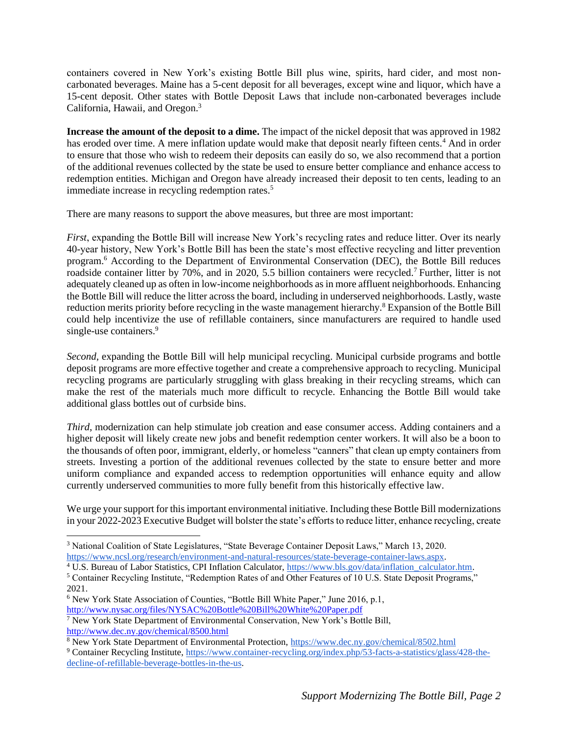containers covered in New York's existing Bottle Bill plus wine, spirits, hard cider, and most non-carbonated beverages. Maine has a 5-cent deposit for all beverages, except wine and liquor, which have a 15-cent deposit. Other states with Bottle Deposit Laws that include non-carbonated beverages include California, Hawaii, and Oregon.[3]

**Increase the amount of the deposit to a dime.** The impact of the nickel deposit that was approved in 1982 has eroded over time. A mere inflation update would make that deposit nearly fifteen cents.[4] And in order to ensure that those who wish to redeem their deposits can easily do so, we also recommend that a portion of the additional revenues collected by the state be used to ensure better compliance and enhance access to redemption entities. Michigan and Oregon have already increased their deposit to ten cents, leading to an immediate increase in recycling redemption rates.[5]

There are many reasons to support the above measures, but three are most important:

*First*, expanding the Bottle Bill will increase New York's recycling rates and reduce litter. Over its nearly 40-year history, New York's Bottle Bill has been the state's most effective recycling and litter prevention program.[6] According to the Department of Environmental Conservation (DEC), the Bottle Bill reduces roadside container litter by 70%, and in 2020, 5.5 billion containers were recycled.[7] Further, litter is not adequately cleaned up as often in low-income neighborhoods as in more affluent neighborhoods. Enhancing the Bottle Bill will reduce the litter across the board, including in underserved neighborhoods. Lastly, waste reduction merits priority before recycling in the waste management hierarchy.[8] Expansion of the Bottle Bill could help incentivize the use of refillable containers, since manufacturers are required to handle used single-use containers.[9]

*Second*, expanding the Bottle Bill will help municipal recycling. Municipal curbside programs and bottle deposit programs are more effective together and create a comprehensive approach to recycling. Municipal recycling programs are particularly struggling with glass breaking in their recycling streams, which can make the rest of the materials much more difficult to recycle. Enhancing the Bottle Bill would take additional glass bottles out of curbside bins.

*Third*, modernization can help stimulate job creation and ease consumer access. Adding containers and a higher deposit will likely create new jobs and benefit redemption center workers. It will also be a boon to the thousands of often poor, immigrant, elderly, or homeless "canners" that clean up empty containers from streets. Investing a portion of the additional revenues collected by the state to ensure better and more uniform compliance and expanded access to redemption opportunities will enhance equity and allow currently underserved communities to more fully benefit from this historically effective law.

We urge your support for this important environmental initiative. Including these Bottle Bill modernizations in your 2022-2023 Executive Budget will bolster the state's efforts to reduce litter, enhance recycling, create

---

[3] National Coalition of State Legislatures, "State Beverage Container Deposit Laws," March 13, 2020. https://www.ncsl.org/research/environment-and-natural-resources/state-beverage-container-laws.aspx.

[4] U.S. Bureau of Labor Statistics, CPI Inflation Calculator, https://www.bls.gov/data/inflation_calculator.htm.

[5] Container Recycling Institute, "Redemption Rates of and Other Features of 10 U.S. State Deposit Programs," 2021.

[6] New York State Association of Counties, "Bottle Bill White Paper," June 2016, p.1, http://www.nysac.org/files/NYSAC%20Bottle%20Bill%20White%20Paper.pdf

[7] New York State Department of Environmental Conservation, New York's Bottle Bill, http://www.dec.ny.gov/chemical/8500.html

[8] New York State Department of Environmental Protection, https://www.dec.ny.gov/chemical/8502.html

[9] Container Recycling Institute, https://www.container-recycling.org/index.php/53-facts-a-statistics/glass/428-the-decline-of-refillable-beverage-bottles-in-the-us.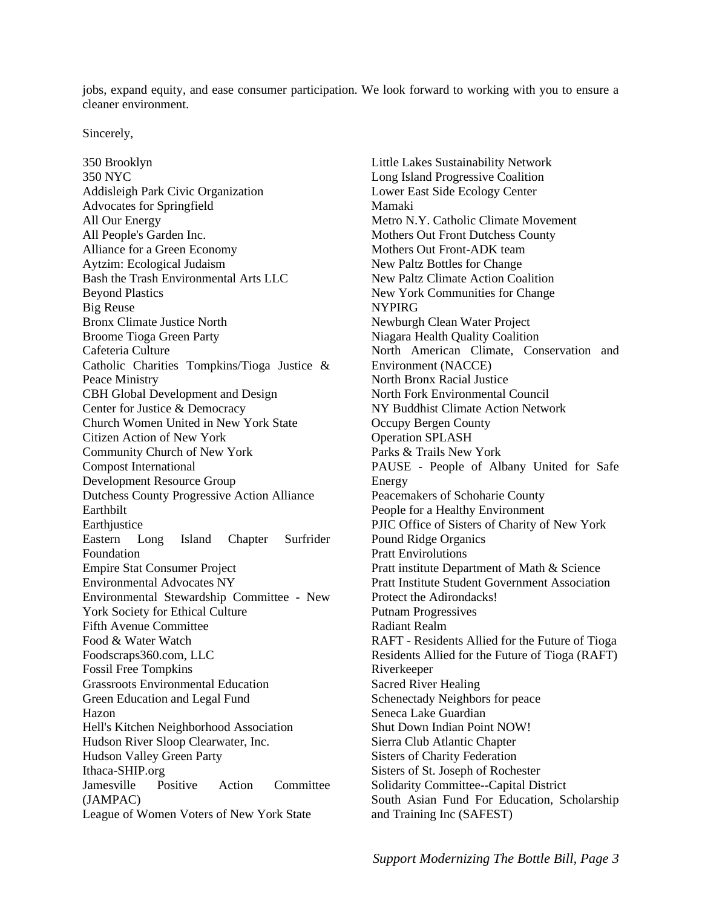jobs, expand equity, and ease consumer participation. We look forward to working with you to ensure a cleaner environment.

Sincerely,

350 Brooklyn
350 NYC
Addisleigh Park Civic Organization
Advocates for Springfield
All Our Energy
All People's Garden Inc.
Alliance for a Green Economy
Aytzim: Ecological Judaism
Bash the Trash Environmental Arts LLC
Beyond Plastics
Big Reuse
Bronx Climate Justice North
Broome Tioga Green Party
Cafeteria Culture
Catholic Charities Tompkins/Tioga Justice & Peace Ministry
CBH Global Development and Design
Center for Justice & Democracy
Church Women United in New York State
Citizen Action of New York
Community Church of New York
Compost International
Development Resource Group
Dutchess County Progressive Action Alliance
Earthbilt
Earthjustice
Eastern Long Island Chapter Surfrider Foundation
Empire Stat Consumer Project
Environmental Advocates NY
Environmental Stewardship Committee - New York Society for Ethical Culture
Fifth Avenue Committee
Food & Water Watch
Foodscraps360.com, LLC
Fossil Free Tompkins
Grassroots Environmental Education
Green Education and Legal Fund
Hazon
Hell's Kitchen Neighborhood Association
Hudson River Sloop Clearwater, Inc.
Hudson Valley Green Party
Ithaca-SHIP.org
Jamesville Positive Action Committee (JAMPAC)
League of Women Voters of New York State
Little Lakes Sustainability Network
Long Island Progressive Coalition
Lower East Side Ecology Center
Mamaki
Metro N.Y. Catholic Climate Movement
Mothers Out Front Dutchess County
Mothers Out Front-ADK team
New Paltz Bottles for Change
New Paltz Climate Action Coalition
New York Communities for Change
NYPIRG
Newburgh Clean Water Project
Niagara Health Quality Coalition
North American Climate, Conservation and Environment (NACCE)
North Bronx Racial Justice
North Fork Environmental Council
NY Buddhist Climate Action Network
Occupy Bergen County
Operation SPLASH
Parks & Trails New York
PAUSE - People of Albany United for Safe Energy
Peacemakers of Schoharie County
People for a Healthy Environment
PJIC Office of Sisters of Charity of New York
Pound Ridge Organics
Pratt Envirolutions
Pratt institute Department of Math & Science
Pratt Institute Student Government Association
Protect the Adirondacks!
Putnam Progressives
Radiant Realm
RAFT - Residents Allied for the Future of Tioga
Residents Allied for the Future of Tioga (RAFT)
Riverkeeper
Sacred River Healing
Schenectady Neighbors for peace
Seneca Lake Guardian
Shut Down Indian Point NOW!
Sierra Club Atlantic Chapter
Sisters of Charity Federation
Sisters of St. Joseph of Rochester
Solidarity Committee--Capital District
South Asian Fund For Education, Scholarship and Training Inc (SAFEST)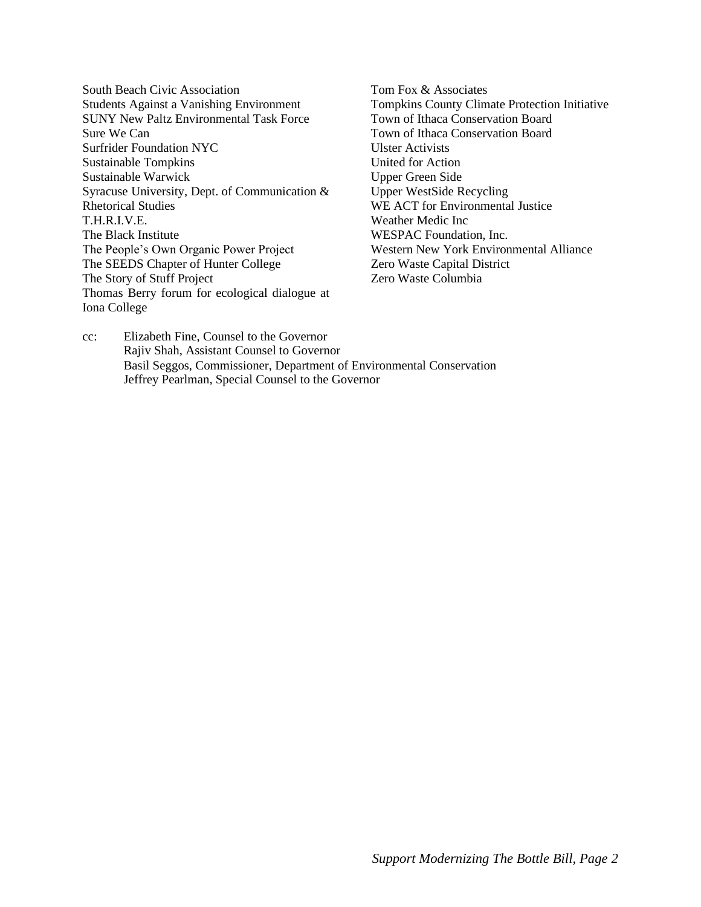South Beach Civic Association
Students Against a Vanishing Environment
SUNY New Paltz Environmental Task Force
Sure We Can
Surfrider Foundation NYC
Sustainable Tompkins
Sustainable Warwick
Syracuse University, Dept. of Communication & Rhetorical Studies
T.H.R.I.V.E.
The Black Institute
The People's Own Organic Power Project
The SEEDS Chapter of Hunter College
The Story of Stuff Project
Thomas Berry forum for ecological dialogue at Iona College
Tom Fox & Associates
Tompkins County Climate Protection Initiative
Town of Ithaca Conservation Board
Town of Ithaca Conservation Board
Ulster Activists
United for Action
Upper Green Side
Upper WestSide Recycling
WE ACT for Environmental Justice
Weather Medic Inc
WESPAC Foundation, Inc.
Western New York Environmental Alliance
Zero Waste Capital District
Zero Waste Columbia

cc: Elizabeth Fine, Counsel to the Governor
Rajiv Shah, Assistant Counsel to Governor
Basil Seggos, Commissioner, Department of Environmental Conservation
Jeffrey Pearlman, Special Counsel to the Governor